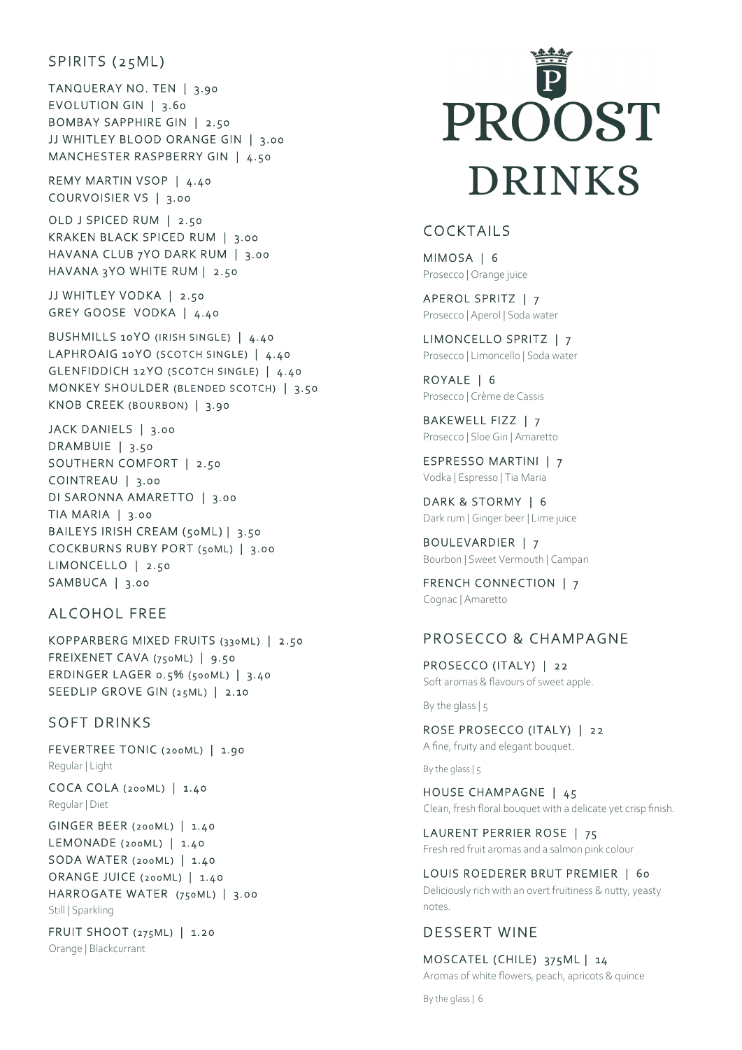## SPIRITS (25ML)

TANQUERAY NO. TEN | 3.90
EVOLUTION GIN | 3.60
BOMBAY SAPPHIRE GIN | 2.50
JJ WHITLEY BLOOD ORANGE GIN | 3.00
MANCHESTER RASPBERRY GIN | 4.50

REMY MARTIN VSOP | 4.40
COURVOISIER VS | 3.00

OLD J SPICED RUM | 2.50
KRAKEN BLACK SPICED RUM | 3.00
HAVANA CLUB 7YO DARK RUM | 3.00
HAVANA 3YO WHITE RUM | 2.50

JJ WHITLEY VODKA | 2.50
GREY GOOSE VODKA | 4.40

BUSHMILLS 10YO (IRISH SINGLE) | 4.40
LAPHROAIG 10YO (SCOTCH SINGLE) | 4.40
GLENFIDDICH 12YO (SCOTCH SINGLE) | 4.40
MONKEY SHOULDER (BLENDED SCOTCH) | 3.50
KNOB CREEK (BOURBON) | 3.90

JACK DANIELS | 3.00
DRAMBUIE | 3.50
SOUTHERN COMFORT | 2.50
COINTREAU | 3.00
DI SARONNA AMARETTO | 3.00
TIA MARIA | 3.00
BAILEYS IRISH CREAM (50ML) | 3.50
COCKBURNS RUBY PORT (50ML) | 3.00
LIMONCELLO | 2.50
SAMBUCA | 3.00

## ALCOHOL FREE

KOPPARBERG MIXED FRUITS (330ML) | 2.50
FREIXENET CAVA (750ML) | 9.50
ERDINGER LAGER 0.5% (500ML) | 3.40
SEEDLIP GROVE GIN (25ML) | 2.10

## SOFT DRINKS

FEVERTREE TONIC (200ML) | 1.90
Regular | Light

COCA COLA (200ML) | 1.40
Regular | Diet

GINGER BEER (200ML) | 1.40
LEMONADE (200ML) | 1.40
SODA WATER (200ML) | 1.40
ORANGE JUICE (200ML) | 1.40
HARROGATE WATER (750ML) | 3.00
Still | Sparkling

FRUIT SHOOT (275ML) | 1.20
Orange | Blackcurrant

# PROOST DRINKS

## COCKTAILS

MIMOSA | 6
Prosecco | Orange juice

APEROL SPRITZ | 7
Prosecco | Aperol | Soda water

LIMONCELLO SPRITZ | 7
Prosecco | Limoncello | Soda water

ROYALE | 6
Prosecco | Crème de Cassis

BAKEWELL FIZZ | 7
Prosecco | Sloe Gin | Amaretto

ESPRESSO MARTINI | 7
Vodka | Espresso | Tia Maria

DARK & STORMY | 6
Dark rum | Ginger beer | Lime juice

BOULEVARDIER | 7
Bourbon | Sweet Vermouth | Campari

FRENCH CONNECTION | 7
Cognac | Amaretto

## PROSECCO & CHAMPAGNE

PROSECCO (ITALY) | 22
Soft aromas & flavours of sweet apple.

By the glass | 5

ROSE PROSECCO (ITALY) | 22
A fine, fruity and elegant bouquet.

By the glass | 5

HOUSE CHAMPAGNE | 45
Clean, fresh floral bouquet with a delicate yet crisp finish.

LAURENT PERRIER ROSE | 75
Fresh red fruit aromas and a salmon pink colour

LOUIS ROEDERER BRUT PREMIER | 60
Deliciously rich with an overt fruitiness & nutty, yeasty notes.

## DESSERT WINE

MOSCATEL (CHILE) 375ML | 14
Aromas of white flowers, peach, apricots & quince

By the glass | 6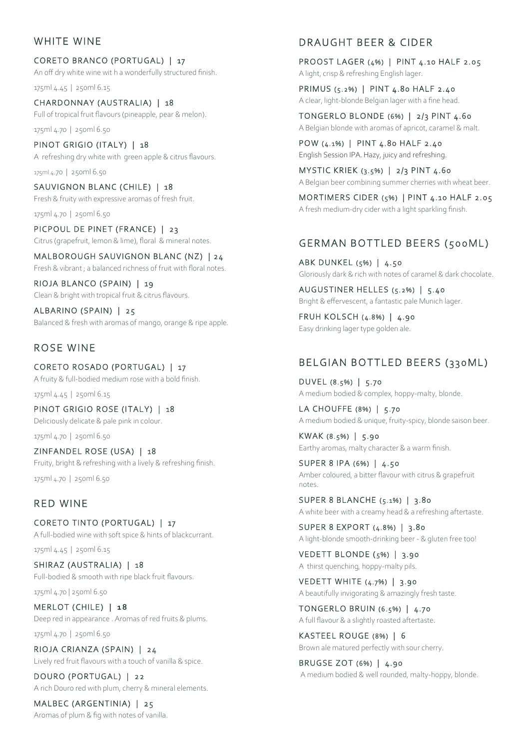## WHITE WINE

CORETO BRANCO (PORTUGAL) | 17
An off dry white wine wit h a wonderfully structured finish.

175ml 4.45 | 250ml 6.15

CHARDONNAY (AUSTRALIA) | 18
Full of tropical fruit flavours (pineapple, pear & melon).

175ml 4.70 | 250ml 6.50

PINOT GRIGIO (ITALY) | 18
A refreshing dry white with green apple & citrus flavours.

175ml 4.70 | 250ml 6.50

SAUVIGNON BLANC (CHILE) | 18
Fresh & fruity with expressive aromas of fresh fruit.

175ml 4.70 | 250ml 6.50

PICPOUL DE PINET (FRANCE) | 23
Citrus (grapefruit, lemon & lime), floral & mineral notes.

MALBOROUGH SAUVIGNON BLANC (NZ) | 24
Fresh & vibrant ; a balanced richness of fruit with floral notes.

RIOJA BLANCO (SPAIN) | 19
Clean & bright with tropical fruit & citrus flavours.

ALBARINO (SPAIN) | 25
Balanced & fresh with aromas of mango, orange & ripe apple.

## ROSE WINE

CORETO ROSADO (PORTUGAL) | 17
A fruity & full-bodied medium rose with a bold finish.

175ml 4.45 | 250ml 6.15

PINOT GRIGIO ROSE (ITALY) | 18
Deliciously delicate & pale pink in colour.

175ml 4.70 | 250ml 6.50

ZINFANDEL ROSE (USA) | 18
Fruity, bright & refreshing with a lively & refreshing finish.

175ml 4.70 | 250ml 6.50

## RED WINE

CORETO TINTO (PORTUGAL) | 17
A full-bodied wine with soft spice & hints of blackcurrant.

175ml 4.45 | 250ml 6.15

SHIRAZ (AUSTRALIA) | 18
Full-bodied & smooth with ripe black fruit flavours.

175ml 4.70 | 250ml 6.50

MERLOT (CHILE) | 18
Deep red in appearance . Aromas of red fruits & plums.

175ml 4.70 | 250ml 6.50

RIOJA CRIANZA (SPAIN) | 24
Lively red fruit flavours with a touch of vanilla & spice.

DOURO (PORTUGAL) | 22
A rich Douro red with plum, cherry & mineral elements.

MALBEC (ARGENTINIA) | 25
Aromas of plum & fig with notes of vanilla.

## DRAUGHT BEER & CIDER

PROOST LAGER (4%) | PINT 4.10 HALF 2.05
A light, crisp & refreshing English lager.

PRIMUS (5.2%) | PINT 4.80 HALF 2.40
A clear, light-blonde Belgian lager with a fine head.

TONGERLO BLONDE (6%) | 2/3 PINT 4.60
A Belgian blonde with aromas of apricot, caramel & malt.

POW (4.1%) | PINT 4.80 HALF 2.40
English Session IPA. Hazy, juicy and refreshing.

MYSTIC KRIEK (3.5%) | 2/3 PINT 4.60
A Belgian beer combining summer cherries with wheat beer.

MORTIMERS CIDER (5%) | PINT 4.10 HALF 2.05
A fresh medium-dry cider with a light sparkling finish.

## GERMAN BOTTLED BEERS (500ML)

ABK DUNKEL (5%) | 4.50
Gloriously dark & rich with notes of caramel & dark chocolate.

AUGUSTINER HELLES (5.2%) | 5.40
Bright & effervescent, a fantastic pale Munich lager.

FRUH KOLSCH (4.8%) | 4.90
Easy drinking lager type golden ale.

## BELGIAN BOTTLED BEERS (330ML)

DUVEL (8.5%) | 5.70
A medium bodied & complex, hoppy-malty, blonde.

LA CHOUFFE (8%) | 5.70
A medium bodied & unique, fruity-spicy, blonde saison beer.

KWAK (8.5%) | 5.90
Earthy aromas, malty character & a warm finish.

SUPER 8 IPA (6%) | 4.50
Amber coloured, a bitter flavour with citrus & grapefruit notes.

SUPER 8 BLANCHE (5.1%) | 3.80
A white beer with a creamy head & a refreshing aftertaste.

SUPER 8 EXPORT (4.8%) | 3.80
A light-blonde smooth-drinking beer - & gluten free too!

VEDETT BLONDE (5%) | 3.90
A thirst quenching, hoppy-malty pils.

VEDETT WHITE (4.7%) | 3.90
A beautifully invigorating & amazingly fresh taste.

TONGERLO BRUIN (6.5%) | 4.70
A full flavour & a slightly roasted aftertaste.

KASTEEL ROUGE (8%) | 6
Brown ale matured perfectly with sour cherry.

BRUGSE ZOT (6%) | 4.90
A medium bodied & well rounded, malty-hoppy, blonde.